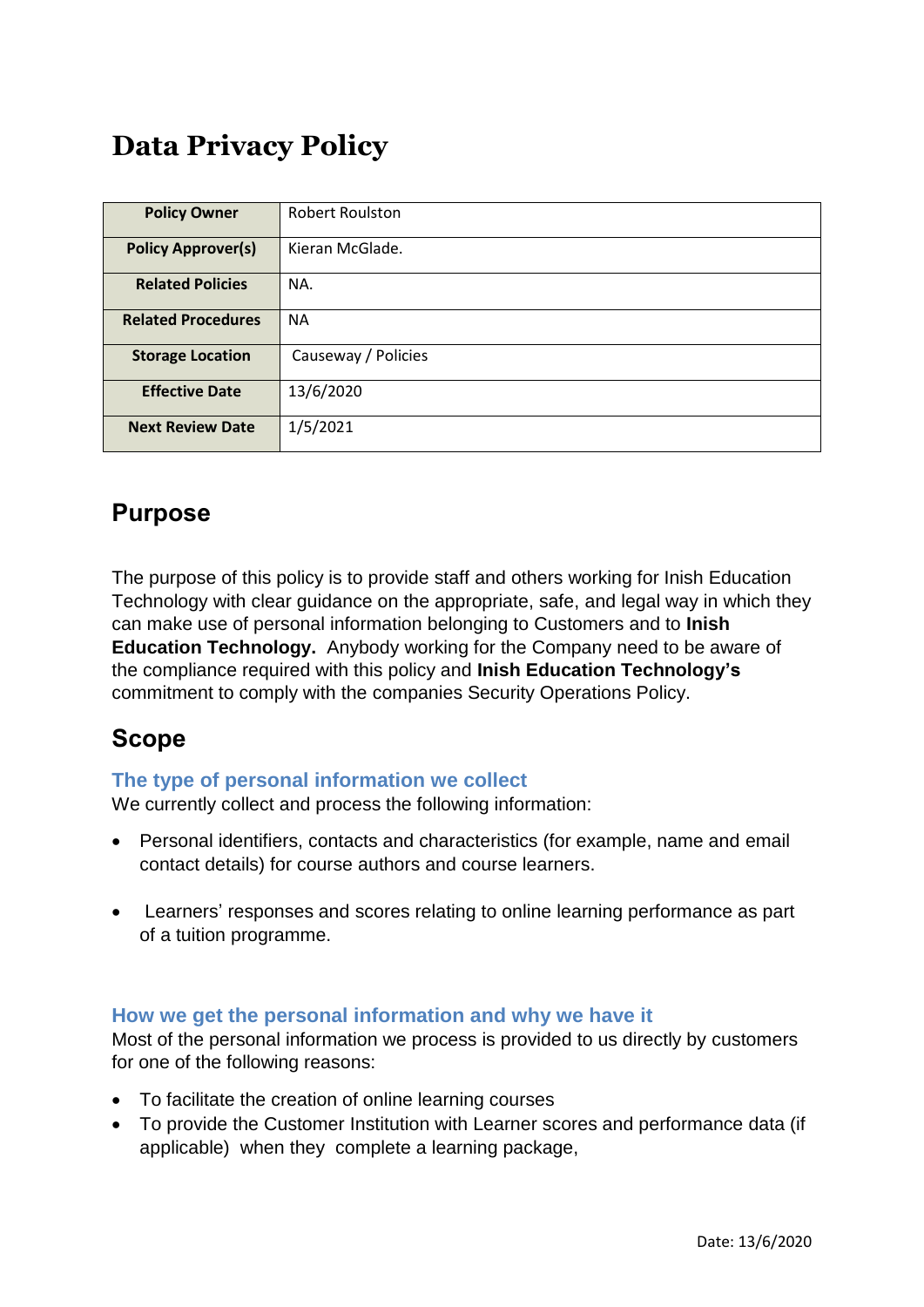# Data Privacy Policy

| Policy Owner | Robert Roulston |
|---|---|
| **Policy Approver(s)** | Kieran McGlade. |
| **Related Policies** | NA. |
| **Related Procedures** | NA |
| **Storage Location** | Causeway / Policies |
| **Effective Date** | 13/6/2020 |
| **Next Review Date** | 1/5/2021 |

## Purpose

The purpose of this policy is to provide staff and others working for Inish Education Technology with clear guidance on the appropriate, safe, and legal way in which they can make use of personal information belonging to Customers and to **Inish Education Technology.** Anybody working for the Company need to be aware of the compliance required with this policy and **Inish Education Technology's** commitment to comply with the companies Security Operations Policy.

## Scope

### The type of personal information we collect

We currently collect and process the following information:

- Personal identifiers, contacts and characteristics (for example, name and email contact details) for course authors and course learners.
- Learners' responses and scores relating to online learning performance as part of a tuition programme.

### How we get the personal information and why we have it

Most of the personal information we process is provided to us directly by customers for one of the following reasons:

- To facilitate the creation of online learning courses
- To provide the Customer Institution with Learner scores and performance data (if applicable) when they complete a learning package,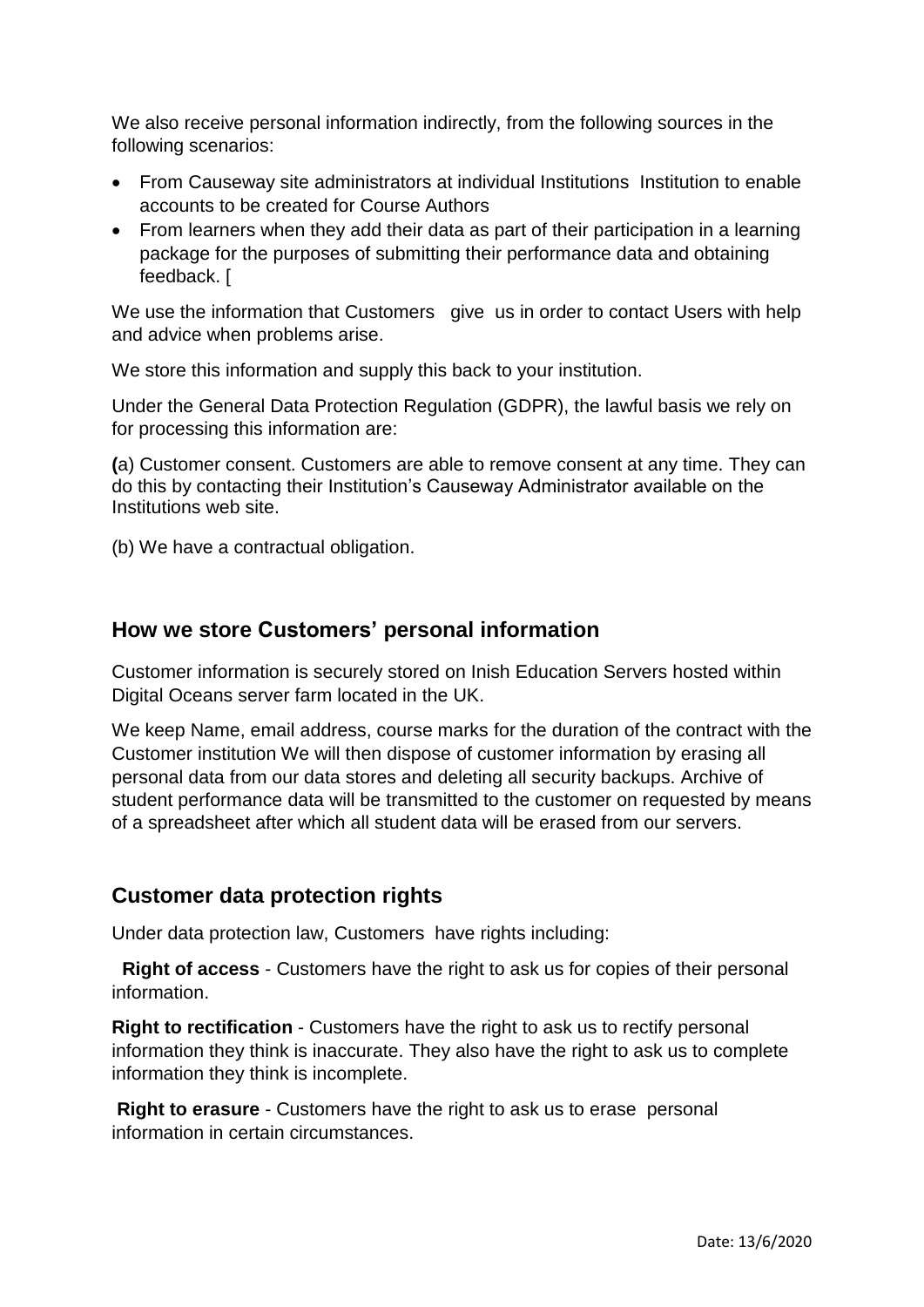We also receive personal information indirectly, from the following sources in the following scenarios:

- From Causeway site administrators at individual Institutions Institution to enable accounts to be created for Course Authors
- From learners when they add their data as part of their participation in a learning package for the purposes of submitting their performance data and obtaining feedback. [

We use the information that Customers give us in order to contact Users with help and advice when problems arise.

We store this information and supply this back to your institution.

Under the General Data Protection Regulation (GDPR), the lawful basis we rely on for processing this information are:

**(**a) Customer consent. Customers are able to remove consent at any time. They can do this by contacting their Institution's Causeway Administrator available on the Institutions web site.

(b) We have a contractual obligation.

## How we store Customers' personal information

Customer information is securely stored on Inish Education Servers hosted within Digital Oceans server farm located in the UK.

We keep Name, email address, course marks for the duration of the contract with the Customer institution We will then dispose of customer information by erasing all personal data from our data stores and deleting all security backups. Archive of student performance data will be transmitted to the customer on requested by means of a spreadsheet after which all student data will be erased from our servers.

## Customer data protection rights

Under data protection law, Customers have rights including:

**Right of access** - Customers have the right to ask us for copies of their personal information.

**Right to rectification** - Customers have the right to ask us to rectify personal information they think is inaccurate. They also have the right to ask us to complete information they think is incomplete.

**Right to erasure** - Customers have the right to ask us to erase personal information in certain circumstances.

Date: 13/6/2020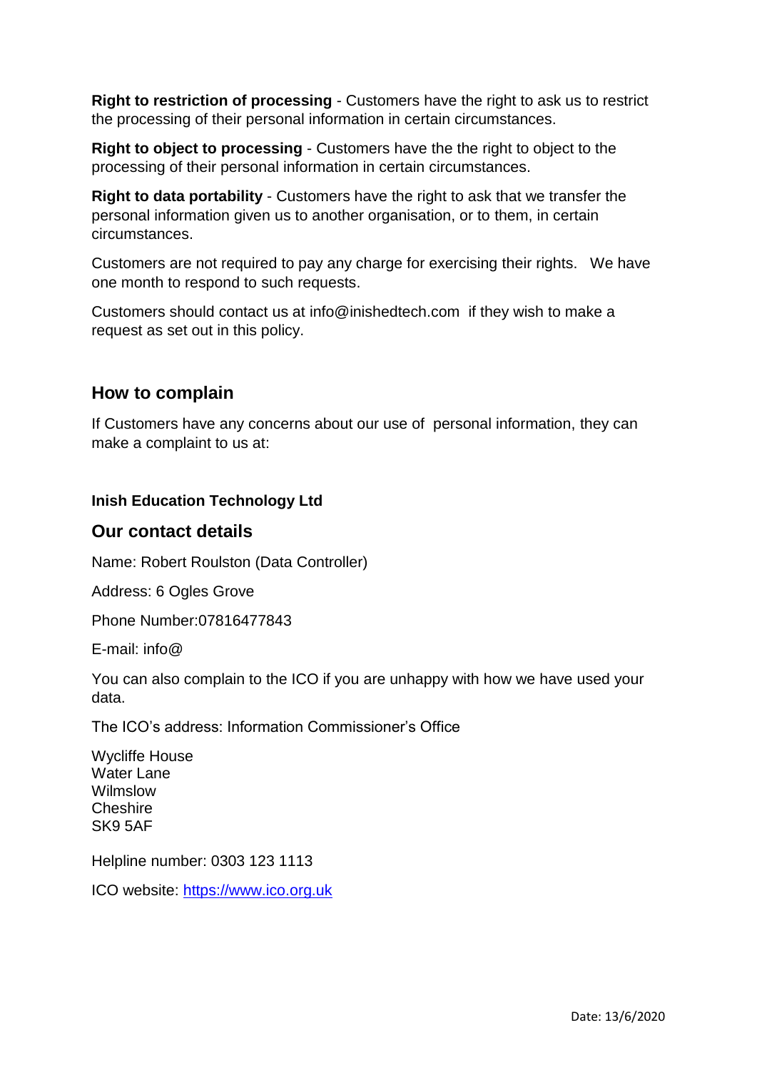**Right to restriction of processing** - Customers have the right to ask us to restrict the processing of their personal information in certain circumstances.

**Right to object to processing** - Customers have the the right to object to the processing of their personal information in certain circumstances.

**Right to data portability** - Customers have the right to ask that we transfer the personal information given us to another organisation, or to them, in certain circumstances.

Customers are not required to pay any charge for exercising their rights. We have one month to respond to such requests.

Customers should contact us at info@inishedtech.com if they wish to make a request as set out in this policy.

## How to complain

If Customers have any concerns about our use of personal information, they can make a complaint to us at:

**Inish Education Technology Ltd**

## Our contact details

Name: Robert Roulston (Data Controller)

Address: 6 Ogles Grove

Phone Number:07816477843

E-mail: info@

You can also complain to the ICO if you are unhappy with how we have used your data.

The ICO's address: Information Commissioner's Office

Wycliffe House
Water Lane
Wilmslow
Cheshire
SK9 5AF

Helpline number: 0303 123 1113

ICO website: [https://www.ico.org.uk](https://www.ico.org.uk)

Date: 13/6/2020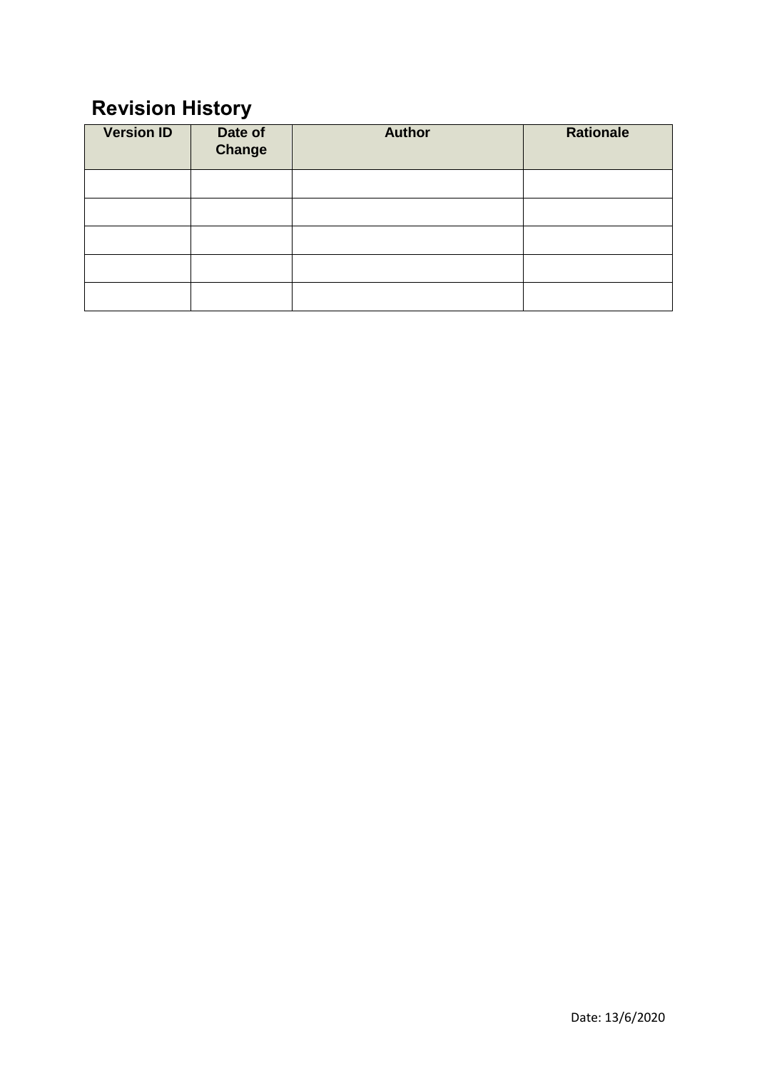## Revision History

| Version ID | Date of Change | Author | Rationale |
| --- | --- | --- | --- |
| | | | |
| | | | |
| | | | |
| | | | |
| | | | |

Date: 13/6/2020